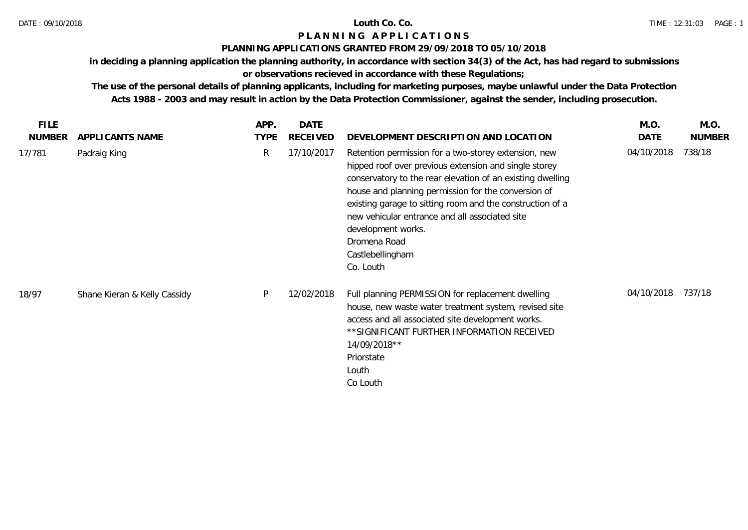# Louth Co. Co.

## PLANNING APPLICATIONS

### PLANNING APPLICATIONS GRANTED FROM 29/09/2018 TO 05/10/2018

**in deciding a planning application the planning authority, in accordance with section 34(3) of the Act, has had regard to submissions or observations recieved in accordance with these Regulations;**

**The use of the personal details of planning applicants, including for marketing purposes, maybe unlawful under the Data Protection Acts 1988 - 2003 and may result in action by the Data Protection Commissioner, against the sender, including prosecution.**

| FILE NUMBER | APPLICANTS NAME | APP. TYPE | DATE RECEIVED | DEVELOPMENT DESCRIPTION AND LOCATION | M.O. DATE | M.O. NUMBER |
|---|---|---|---|---|---|---|
| 17/781 | Padraig King | R | 17/10/2017 | Retention permission for a two-storey extension, new hipped roof over previous extension and single storey conservatory to the rear elevation of an existing dwelling house and planning permission for the conversion of existing garage to sitting room and the construction of a new vehicular entrance and all associated site development works.<br>Dromena Road<br>Castlebellingham<br>Co. Louth | 04/10/2018 | 738/18 |
| 18/97 | Shane Kieran & Kelly Cassidy | P | 12/02/2018 | Full planning PERMISSION for replacement dwelling house, new waste water treatment system, revised site access and all associated site development works.<br>**SIGNIFICANT FURTHER INFORMATION RECEIVED 14/09/2018**<br>Priorstate<br>Louth<br>Co Louth | 04/10/2018 | 737/18 |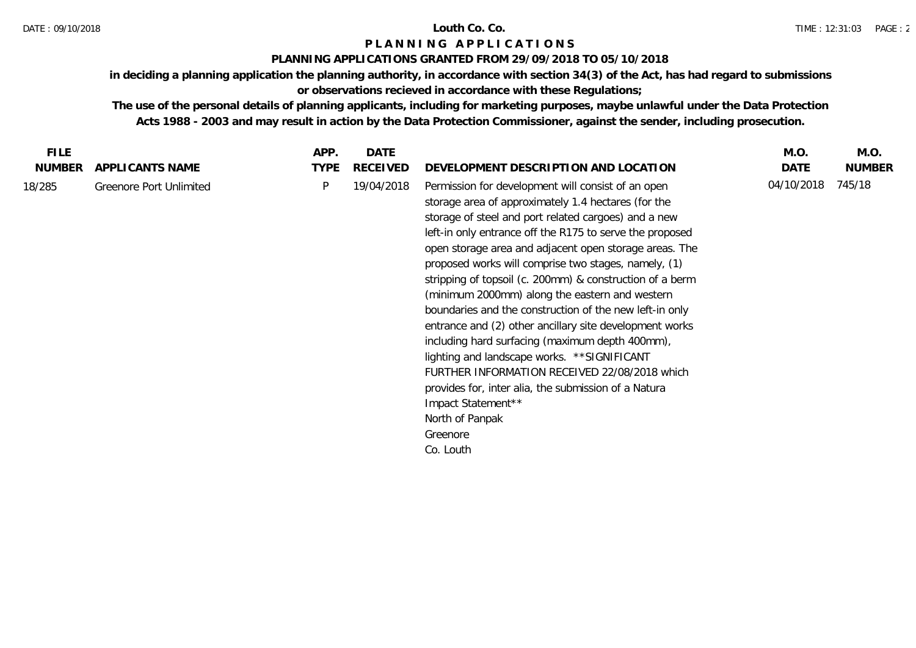# Louth Co. Co.

## PLANNING APPLICATIONS

### PLANNING APPLICATIONS GRANTED FROM 29/09/2018 TO 05/10/2018

**in deciding a planning application the planning authority, in accordance with section 34(3) of the Act, has had regard to submissions or observations recieved in accordance with these Regulations;**

**The use of the personal details of planning applicants, including for marketing purposes, maybe unlawful under the Data Protection Acts 1988 - 2003 and may result in action by the Data Protection Commissioner, against the sender, including prosecution.**

| FILE NUMBER | APPLICANTS NAME | APP. TYPE | DATE RECEIVED | DEVELOPMENT DESCRIPTION AND LOCATION | M.O. DATE | M.O. NUMBER |
|---|---|---|---|---|---|---|
| 18/285 | Greenore Port Unlimited | P | 19/04/2018 | Permission for development will consist of an open storage area of approximately 1.4 hectares (for the storage of steel and port related cargoes) and a new left-in only entrance off the R175 to serve the proposed open storage area and adjacent open storage areas. The proposed works will comprise two stages, namely, (1) stripping of topsoil (c. 200mm) & construction of a berm (minimum 2000mm) along the eastern and western boundaries and the construction of the new left-in only entrance and (2) other ancillary site development works including hard surfacing (maximum depth 400mm), lighting and landscape works. **SIGNIFICANT FURTHER INFORMATION RECEIVED 22/08/2018 which provides for, inter alia, the submission of a Natura Impact Statement** North of Panpak Greenore Co. Louth | 04/10/2018 | 745/18 |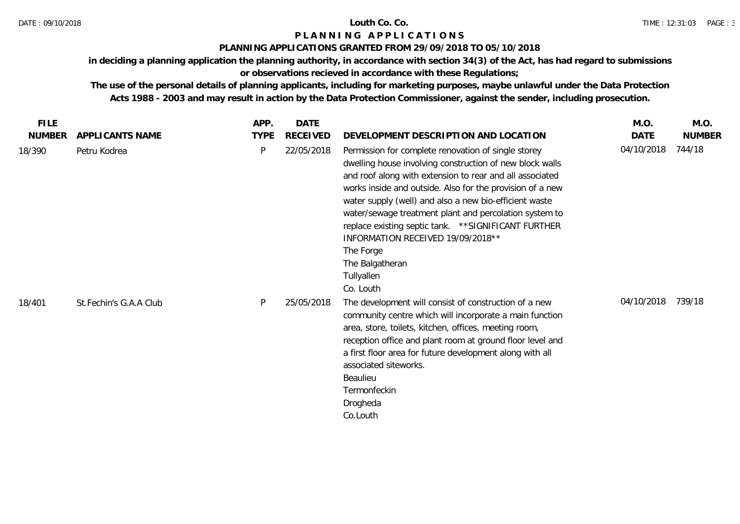# Louth Co. Co.

## PLANNING APPLICATIONS

### PLANNING APPLICATIONS GRANTED FROM 29/09/2018 TO 05/10/2018

**in deciding a planning application the planning authority, in accordance with section 34(3) of the Act, has had regard to submissions or observations recieved in accordance with these Regulations;**

**The use of the personal details of planning applicants, including for marketing purposes, maybe unlawful under the Data Protection Acts 1988 - 2003 and may result in action by the Data Protection Commissioner, against the sender, including prosecution.**

| FILE NUMBER | APPLICANTS NAME | APP. TYPE | DATE RECEIVED | DEVELOPMENT DESCRIPTION AND LOCATION | M.O. DATE | M.O. NUMBER |
|---|---|---|---|---|---|---|
| 18/390 | Petru Kodrea | P | 22/05/2018 | Permission for complete renovation of single storey dwelling house involving construction of new block walls and roof along with extension to rear and all associated works inside and outside. Also for the provision of a new water supply (well) and also a new bio-efficient waste water/sewage treatment plant and percolation system to replace existing septic tank. **SIGNIFICANT FURTHER INFORMATION RECEIVED 19/09/2018** The Forge The Balgatheran Tullyallen Co. Louth | 04/10/2018 | 744/18 |
| 18/401 | St.Fechin's G.A.A Club | P | 25/05/2018 | The development will consist of construction of a new community centre which will incorporate a main function area, store, toilets, kitchen, offices, meeting room, reception office and plant room at ground floor level and a first floor area for future development along with all associated siteworks. Beaulieu Termonfeckin Drogheda Co.Louth | 04/10/2018 | 739/18 |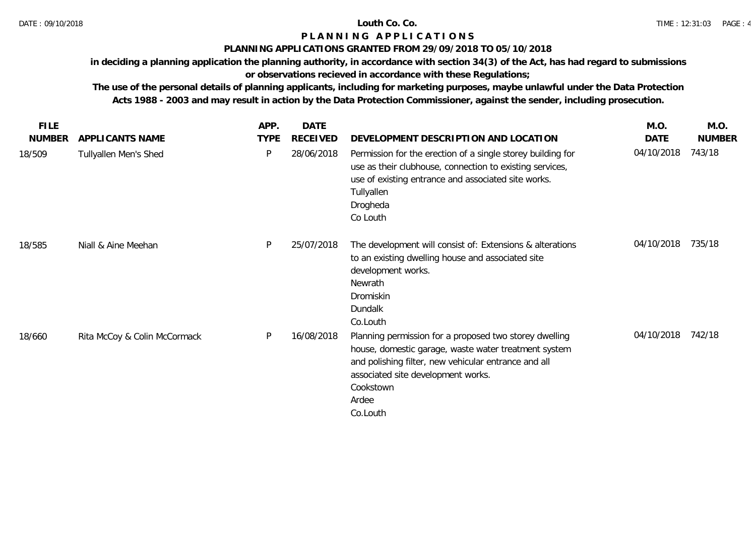Louth Co. Co.

# P L A N N I N G  A P P L I C A T I O N S

## PLANNING APPLICATIONS GRANTED FROM 29/09/2018 TO 05/10/2018

**in deciding a planning application the planning authority, in accordance with section 34(3) of the Act, has had regard to submissions or observations recieved in accordance with these Regulations;**

**The use of the personal details of planning applicants, including for marketing purposes, maybe unlawful under the Data Protection Acts 1988 - 2003 and may result in action by the Data Protection Commissioner, against the sender, including prosecution.**

| FILE NUMBER | APPLICANTS NAME | APP. TYPE | DATE RECEIVED | DEVELOPMENT DESCRIPTION AND LOCATION | M.O. DATE | M.O. NUMBER |
|---|---|---|---|---|---|---|
| 18/509 | Tullyallen Men's Shed | P | 28/06/2018 | Permission for the erection of a single storey building for use as their clubhouse, connection to existing services, use of existing entrance and associated site works. Tullyallen Drogheda Co Louth | 04/10/2018 | 743/18 |
| 18/585 | Niall & Aine Meehan | P | 25/07/2018 | The development will consist of: Extensions & alterations to an existing dwelling house and associated site development works. Newrath Dromiskin Dundalk Co.Louth | 04/10/2018 | 735/18 |
| 18/660 | Rita McCoy & Colin McCormack | P | 16/08/2018 | Planning permission for a proposed two storey dwelling house, domestic garage, waste water treatment system and polishing filter, new vehicular entrance and all associated site development works. Cookstown Ardee Co.Louth | 04/10/2018 | 742/18 |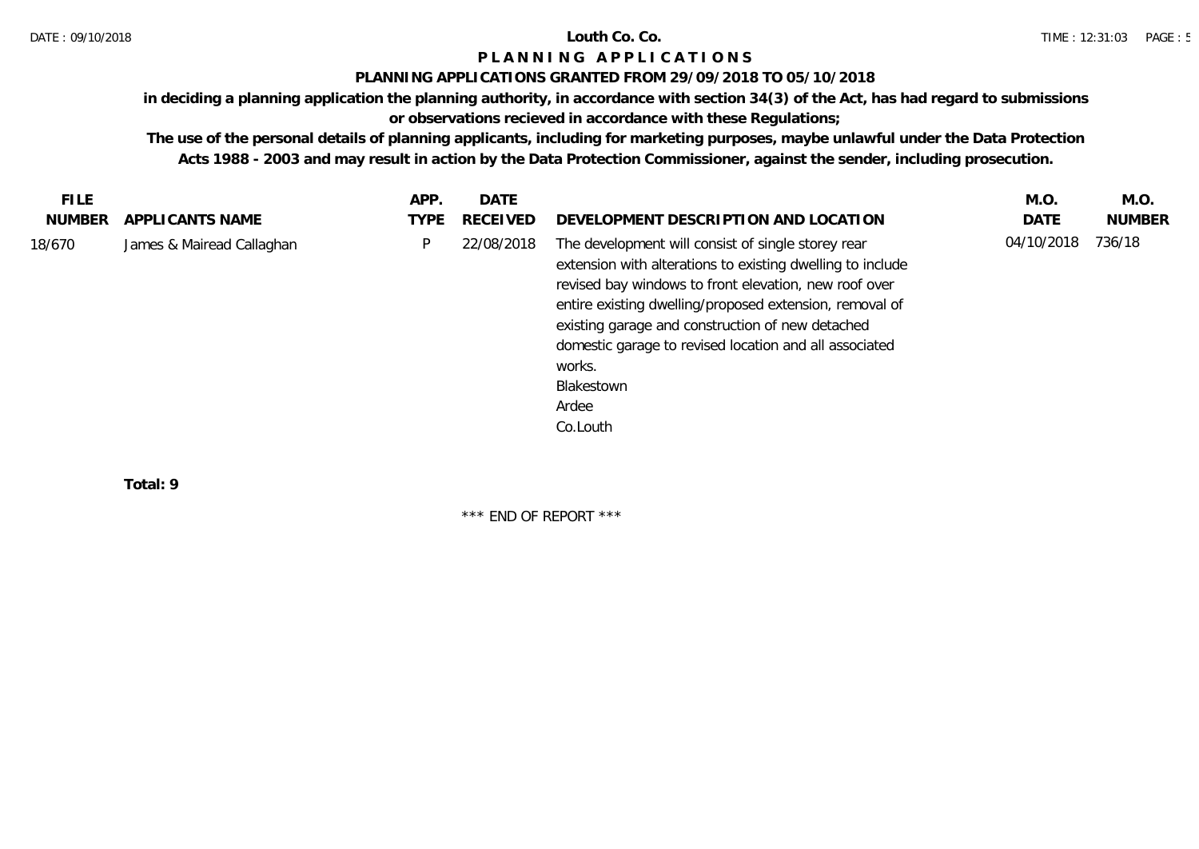# Louth Co. Co.

## P L A N N I N G   A P P L I C A T I O N S

### PLANNING APPLICATIONS GRANTED FROM 29/09/2018 TO 05/10/2018

**in deciding a planning application the planning authority, in accordance with section 34(3) of the Act, has had regard to submissions or observations recieved in accordance with these Regulations;**

**The use of the personal details of planning applicants, including for marketing purposes, maybe unlawful under the Data Protection Acts 1988 - 2003 and may result in action by the Data Protection Commissioner, against the sender, including prosecution.**

| FILE NUMBER | APPLICANTS NAME | APP. TYPE | DATE RECEIVED | DEVELOPMENT DESCRIPTION AND LOCATION | M.O. DATE | M.O. NUMBER |
|---|---|---|---|---|---|---|
| 18/670 | James & Mairead Callaghan | P | 22/08/2018 | The development will consist of single storey rear extension with alterations to existing dwelling to include revised bay windows to front elevation, new roof over entire existing dwelling/proposed extension, removal of existing garage and construction of new detached domestic garage to revised location and all associated works. Blakestown Ardee Co.Louth | 04/10/2018 | 736/18 |

**Total: 9**

\*\*\* END OF REPORT \*\*\*